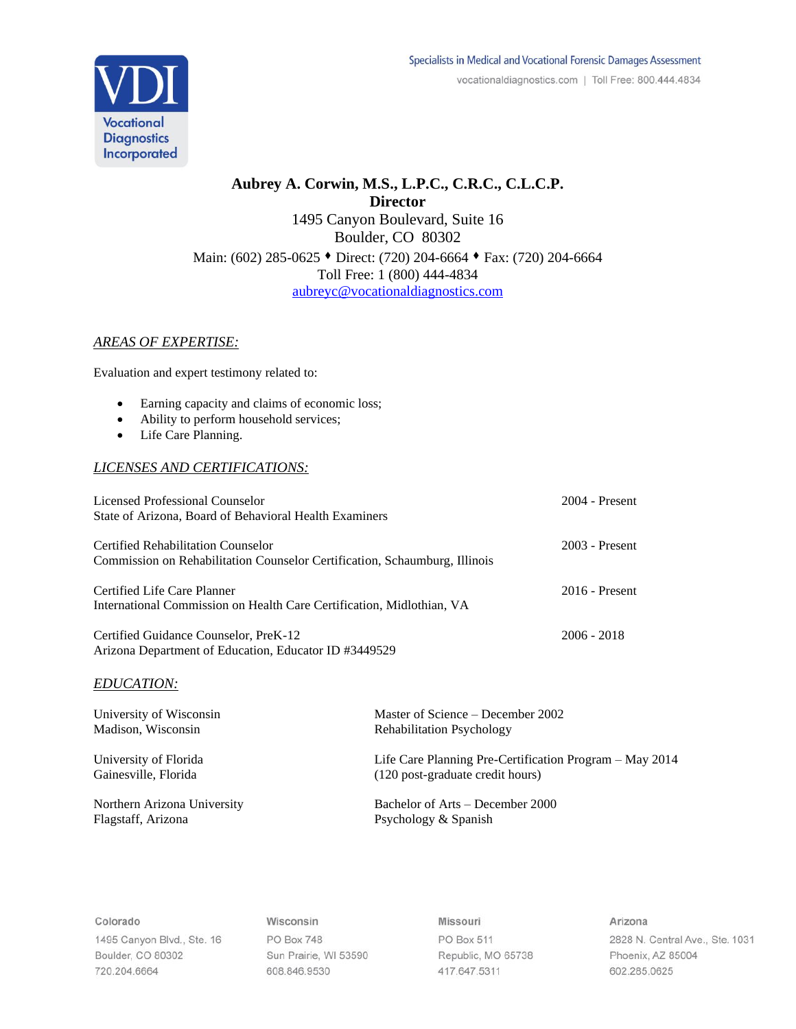Specialists in Medical and Vocational Forensic Damages Assessment

vocationaldiagnostics.com | Toll Free: 800.444.4834

VDI Vocational Diagnostics Incorporated

**Aubrey A. Corwin, M.S., L.P.C., C.R.C., C.L.C.P.**
**Director**
1495 Canyon Boulevard, Suite 16
Boulder, CO 80302
Main: (602) 285-0625 ♦ Direct: (720) 204-6664 ♦ Fax: (720) 204-6664
Toll Free: 1 (800) 444-4834
[aubreyc@vocationaldiagnostics.com](mailto:aubreyc@vocationaldiagnostics.com)

## *AREAS OF EXPERTISE:*

Evaluation and expert testimony related to:

- Earning capacity and claims of economic loss;
- Ability to perform household services;
- Life Care Planning.

## *LICENSES AND CERTIFICATIONS:*

Licensed Professional Counselor — 2004 - Present
State of Arizona, Board of Behavioral Health Examiners

Certified Rehabilitation Counselor — 2003 - Present
Commission on Rehabilitation Counselor Certification, Schaumburg, Illinois

Certified Life Care Planner — 2016 - Present
International Commission on Health Care Certification, Midlothian, VA

Certified Guidance Counselor, PreK-12 — 2006 - 2018
Arizona Department of Education, Educator ID #3449529

## *EDUCATION:*

University of Wisconsin
Madison, Wisconsin
Master of Science – December 2002
Rehabilitation Psychology

University of Florida
Gainesville, Florida
Life Care Planning Pre-Certification Program – May 2014
(120 post-graduate credit hours)

Northern Arizona University
Flagstaff, Arizona
Bachelor of Arts – December 2000
Psychology & Spanish

| Colorado | Wisconsin | Missouri | Arizona |
|---|---|---|---|
| 1495 Canyon Blvd., Ste. 16 | PO Box 748 | PO Box 511 | 2828 N. Central Ave., Ste. 1031 |
| Boulder, CO 80302 | Sun Prairie, WI 53590 | Republic, MO 65738 | Phoenix, AZ 85004 |
| 720.204.6664 | 608.846.9530 | 417.647.5311 | 602.285.0625 |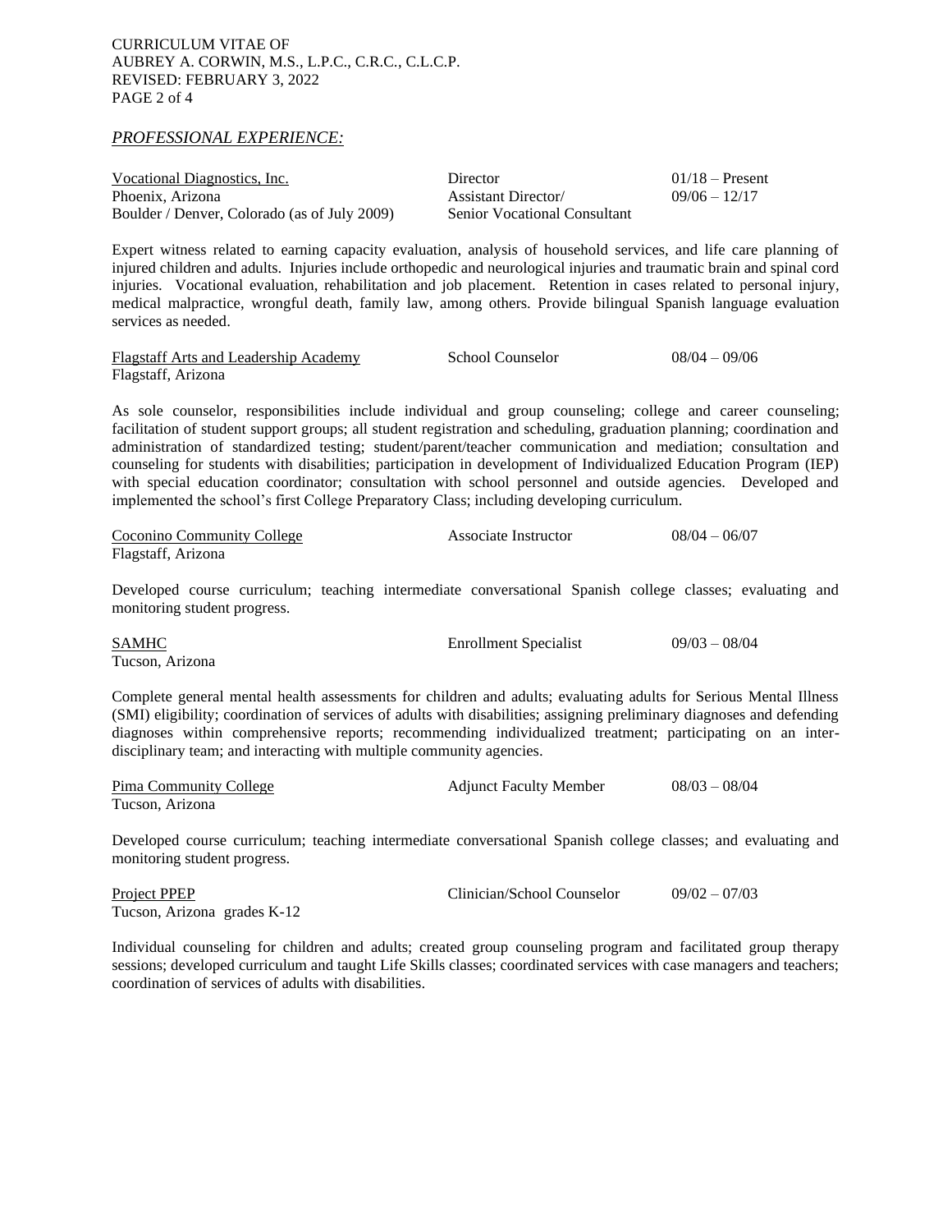*PROFESSIONAL EXPERIENCE:*

| | | |
|---|---|---|
| Vocational Diagnostics, Inc. | Director | 01/18 – Present |
| Phoenix, Arizona | Assistant Director/ | 09/06 – 12/17 |
| Boulder / Denver, Colorado (as of July 2009) | Senior Vocational Consultant | |

Expert witness related to earning capacity evaluation, analysis of household services, and life care planning of injured children and adults. Injuries include orthopedic and neurological injuries and traumatic brain and spinal cord injuries. Vocational evaluation, rehabilitation and job placement. Retention in cases related to personal injury, medical malpractice, wrongful death, family law, among others. Provide bilingual Spanish language evaluation services as needed.

| | | |
|---|---|---|
| Flagstaff Arts and Leadership Academy | School Counselor | 08/04 – 09/06 |
| Flagstaff, Arizona | | |

As sole counselor, responsibilities include individual and group counseling; college and career counseling; facilitation of student support groups; all student registration and scheduling, graduation planning; coordination and administration of standardized testing; student/parent/teacher communication and mediation; consultation and counseling for students with disabilities; participation in development of Individualized Education Program (IEP) with special education coordinator; consultation with school personnel and outside agencies. Developed and implemented the school's first College Preparatory Class; including developing curriculum.

| | | |
|---|---|---|
| Coconino Community College | Associate Instructor | 08/04 – 06/07 |
| Flagstaff, Arizona | | |

Developed course curriculum; teaching intermediate conversational Spanish college classes; evaluating and monitoring student progress.

| | | |
|---|---|---|
| SAMHC | Enrollment Specialist | 09/03 – 08/04 |
| Tucson, Arizona | | |

Complete general mental health assessments for children and adults; evaluating adults for Serious Mental Illness (SMI) eligibility; coordination of services of adults with disabilities; assigning preliminary diagnoses and defending diagnoses within comprehensive reports; recommending individualized treatment; participating on an inter-disciplinary team; and interacting with multiple community agencies.

| | | |
|---|---|---|
| Pima Community College | Adjunct Faculty Member | 08/03 – 08/04 |
| Tucson, Arizona | | |

Developed course curriculum; teaching intermediate conversational Spanish college classes; and evaluating and monitoring student progress.

| | | |
|---|---|---|
| Project PPEP | Clinician/School Counselor | 09/02 – 07/03 |
| Tucson, Arizona grades K-12 | | |

Individual counseling for children and adults; created group counseling program and facilitated group therapy sessions; developed curriculum and taught Life Skills classes; coordinated services with case managers and teachers; coordination of services of adults with disabilities.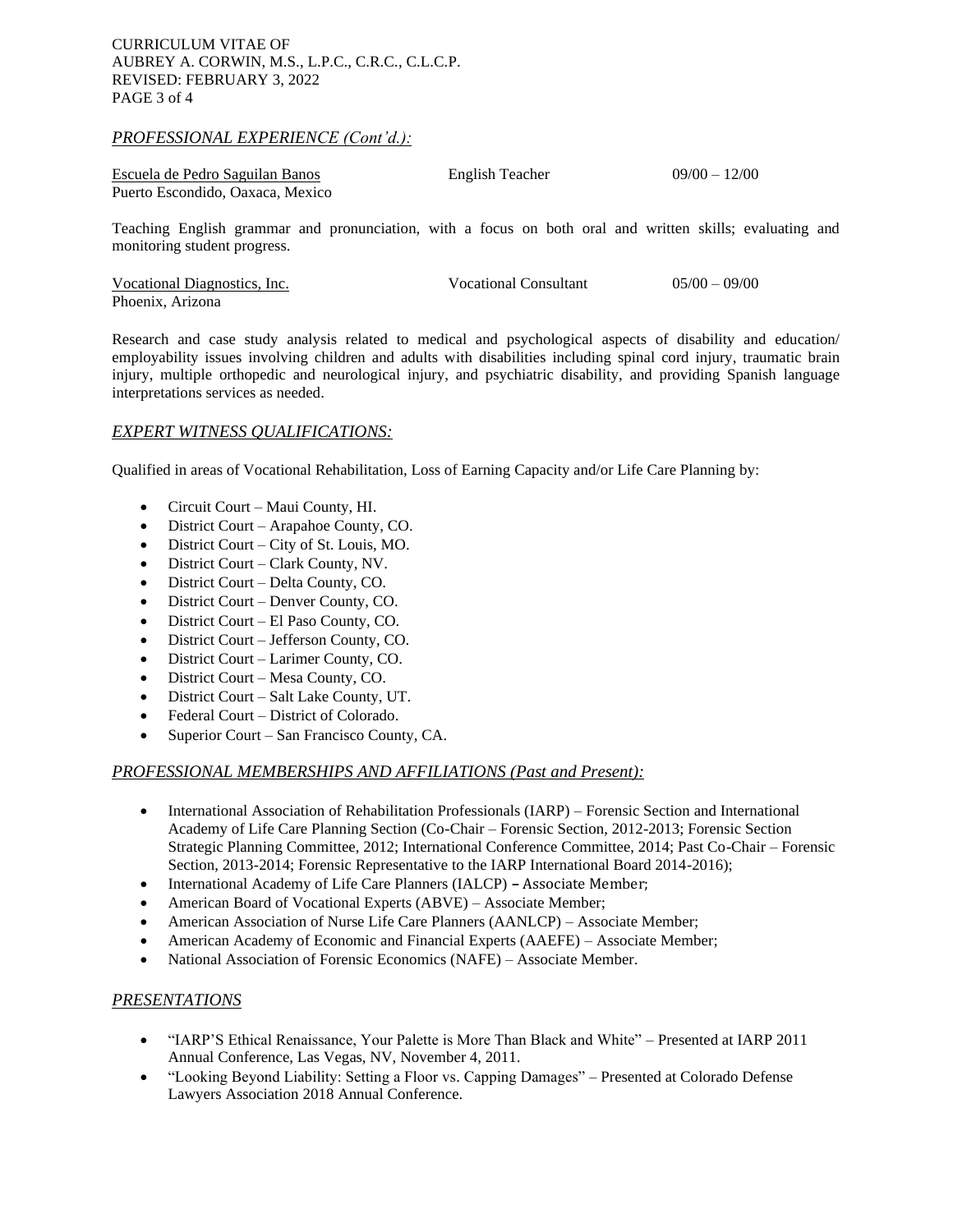## *PROFESSIONAL EXPERIENCE (Cont'd.):*

| | | |
|---|---|---|
| Escuela de Pedro Saguilan Banos<br>Puerto Escondido, Oaxaca, Mexico | English Teacher | 09/00 – 12/00 |

Teaching English grammar and pronunciation, with a focus on both oral and written skills; evaluating and monitoring student progress.

| | | |
|---|---|---|
| Vocational Diagnostics, Inc.<br>Phoenix, Arizona | Vocational Consultant | 05/00 – 09/00 |

Research and case study analysis related to medical and psychological aspects of disability and education/ employability issues involving children and adults with disabilities including spinal cord injury, traumatic brain injury, multiple orthopedic and neurological injury, and psychiatric disability, and providing Spanish language interpretations services as needed.

## *EXPERT WITNESS QUALIFICATIONS:*

Qualified in areas of Vocational Rehabilitation, Loss of Earning Capacity and/or Life Care Planning by:

- Circuit Court – Maui County, HI.
- District Court – Arapahoe County, CO.
- District Court – City of St. Louis, MO.
- District Court – Clark County, NV.
- District Court – Delta County, CO.
- District Court – Denver County, CO.
- District Court – El Paso County, CO.
- District Court – Jefferson County, CO.
- District Court – Larimer County, CO.
- District Court – Mesa County, CO.
- District Court – Salt Lake County, UT.
- Federal Court – District of Colorado.
- Superior Court – San Francisco County, CA.

## *PROFESSIONAL MEMBERSHIPS AND AFFILIATIONS (Past and Present):*

- International Association of Rehabilitation Professionals (IARP) – Forensic Section and International Academy of Life Care Planning Section (Co-Chair – Forensic Section, 2012-2013; Forensic Section Strategic Planning Committee, 2012; International Conference Committee, 2014; Past Co-Chair – Forensic Section, 2013-2014; Forensic Representative to the IARP International Board 2014-2016);
- International Academy of Life Care Planners (IALCP) – Associate Member;
- American Board of Vocational Experts (ABVE) – Associate Member;
- American Association of Nurse Life Care Planners (AANLCP) – Associate Member;
- American Academy of Economic and Financial Experts (AAEFE) – Associate Member;
- National Association of Forensic Economics (NAFE) – Associate Member.

## *PRESENTATIONS*

- "IARP'S Ethical Renaissance, Your Palette is More Than Black and White" – Presented at IARP 2011 Annual Conference, Las Vegas, NV, November 4, 2011.
- "Looking Beyond Liability: Setting a Floor vs. Capping Damages" – Presented at Colorado Defense Lawyers Association 2018 Annual Conference.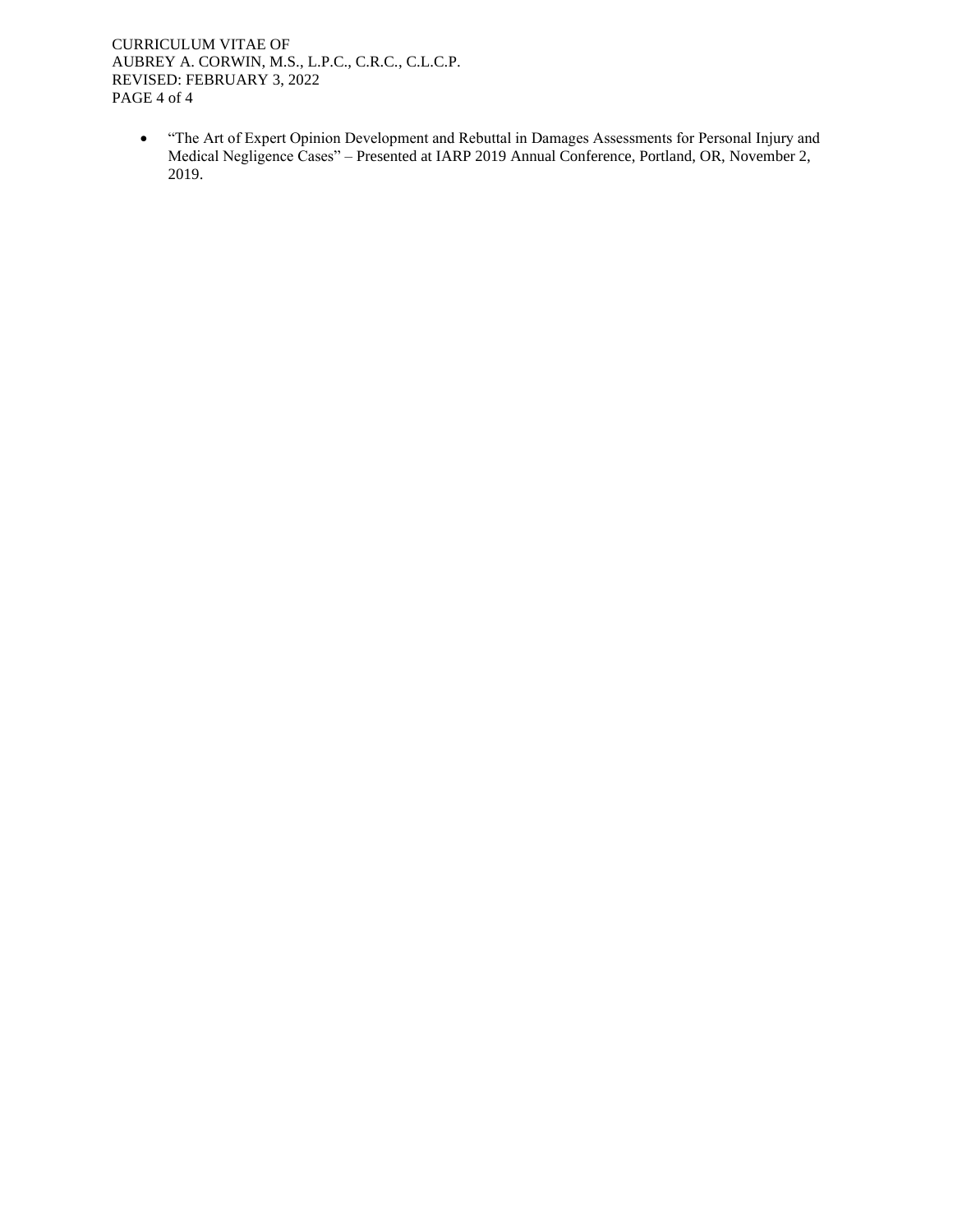- “The Art of Expert Opinion Development and Rebuttal in Damages Assessments for Personal Injury and Medical Negligence Cases” – Presented at IARP 2019 Annual Conference, Portland, OR, November 2, 2019.